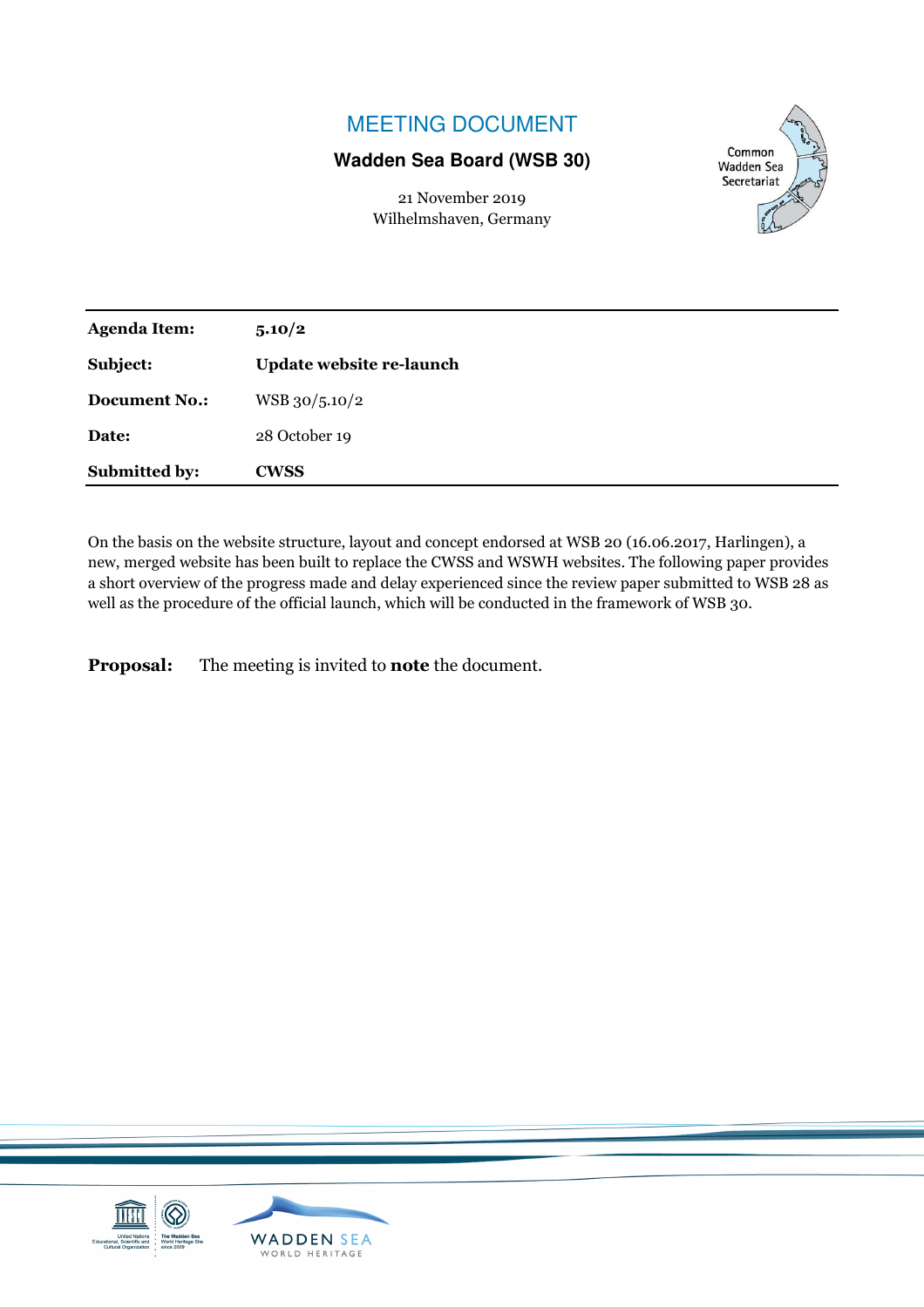# MEETING DOCUMENT

**Wadden Sea Board (WSB 30)**

21 November 2019
Wilhelmshaven, Germany

Common Wadden Sea Secretariat

| | |
|---|---|
| **Agenda Item:** | **5.10/2** |
| **Subject:** | **Update website re-launch** |
| **Document No.:** | WSB 30/5.10/2 |
| **Date:** | 28 October 19 |
| **Submitted by:** | **CWSS** |

On the basis on the website structure, layout and concept endorsed at WSB 20 (16.06.2017, Harlingen), a new, merged website has been built to replace the CWSS and WSWH websites. The following paper provides a short overview of the progress made and delay experienced since the review paper submitted to WSB 28 as well as the procedure of the official launch, which will be conducted in the framework of WSB 30.

**Proposal:** The meeting is invited to **note** the document.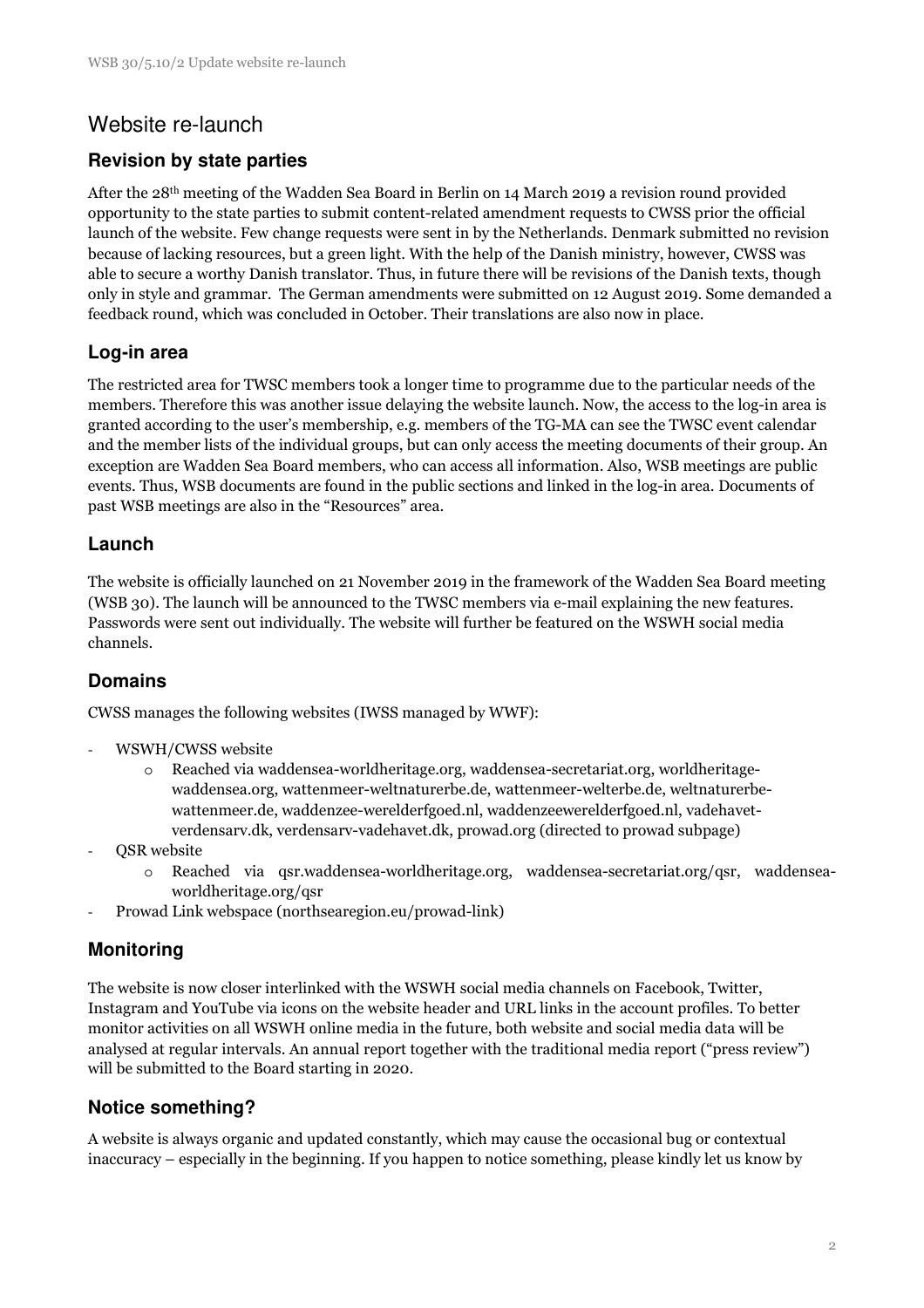# Website re-launch

## Revision by state parties

After the 28th meeting of the Wadden Sea Board in Berlin on 14 March 2019 a revision round provided opportunity to the state parties to submit content-related amendment requests to CWSS prior the official launch of the website. Few change requests were sent in by the Netherlands. Denmark submitted no revision because of lacking resources, but a green light. With the help of the Danish ministry, however, CWSS was able to secure a worthy Danish translator. Thus, in future there will be revisions of the Danish texts, though only in style and grammar. The German amendments were submitted on 12 August 2019. Some demanded a feedback round, which was concluded in October. Their translations are also now in place.

## Log-in area

The restricted area for TWSC members took a longer time to programme due to the particular needs of the members. Therefore this was another issue delaying the website launch. Now, the access to the log-in area is granted according to the user's membership, e.g. members of the TG-MA can see the TWSC event calendar and the member lists of the individual groups, but can only access the meeting documents of their group. An exception are Wadden Sea Board members, who can access all information. Also, WSB meetings are public events. Thus, WSB documents are found in the public sections and linked in the log-in area. Documents of past WSB meetings are also in the "Resources" area.

## Launch

The website is officially launched on 21 November 2019 in the framework of the Wadden Sea Board meeting (WSB 30). The launch will be announced to the TWSC members via e-mail explaining the new features. Passwords were sent out individually. The website will further be featured on the WSWH social media channels.

## Domains

CWSS manages the following websites (IWSS managed by WWF):

- WSWH/CWSS website
  - Reached via waddensea-worldheritage.org, waddensea-secretariat.org, worldheritage-waddensea.org, wattenmeer-weltnaturerbe.de, wattenmeer-welterbe.de, weltnaturerbe-wattenmeer.de, waddenzee-werelderfgoed.nl, waddenzeewerelderfgoed.nl, vadehavet-verdensarv.dk, verdensarv-vadehavet.dk, prowad.org (directed to prowad subpage)
- QSR website
  - Reached via qsr.waddensea-worldheritage.org, waddensea-secretariat.org/qsr, waddensea-worldheritage.org/qsr
- Prowad Link webspace (northsearegion.eu/prowad-link)

## Monitoring

The website is now closer interlinked with the WSWH social media channels on Facebook, Twitter, Instagram and YouTube via icons on the website header and URL links in the account profiles. To better monitor activities on all WSWH online media in the future, both website and social media data will be analysed at regular intervals. An annual report together with the traditional media report ("press review") will be submitted to the Board starting in 2020.

## Notice something?

A website is always organic and updated constantly, which may cause the occasional bug or contextual inaccuracy – especially in the beginning. If you happen to notice something, please kindly let us know by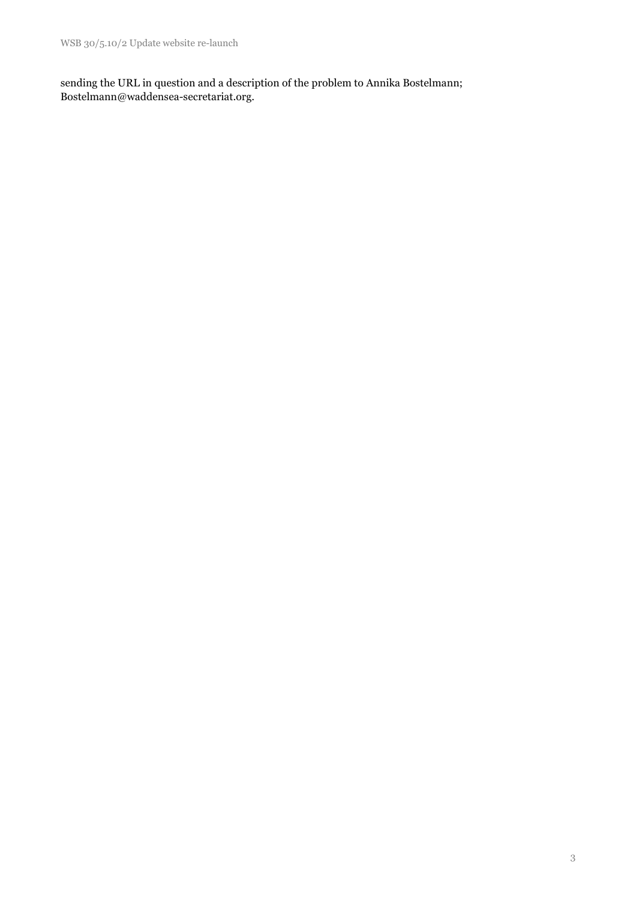sending the URL in question and a description of the problem to Annika Bostelmann; Bostelmann@waddensea-secretariat.org.